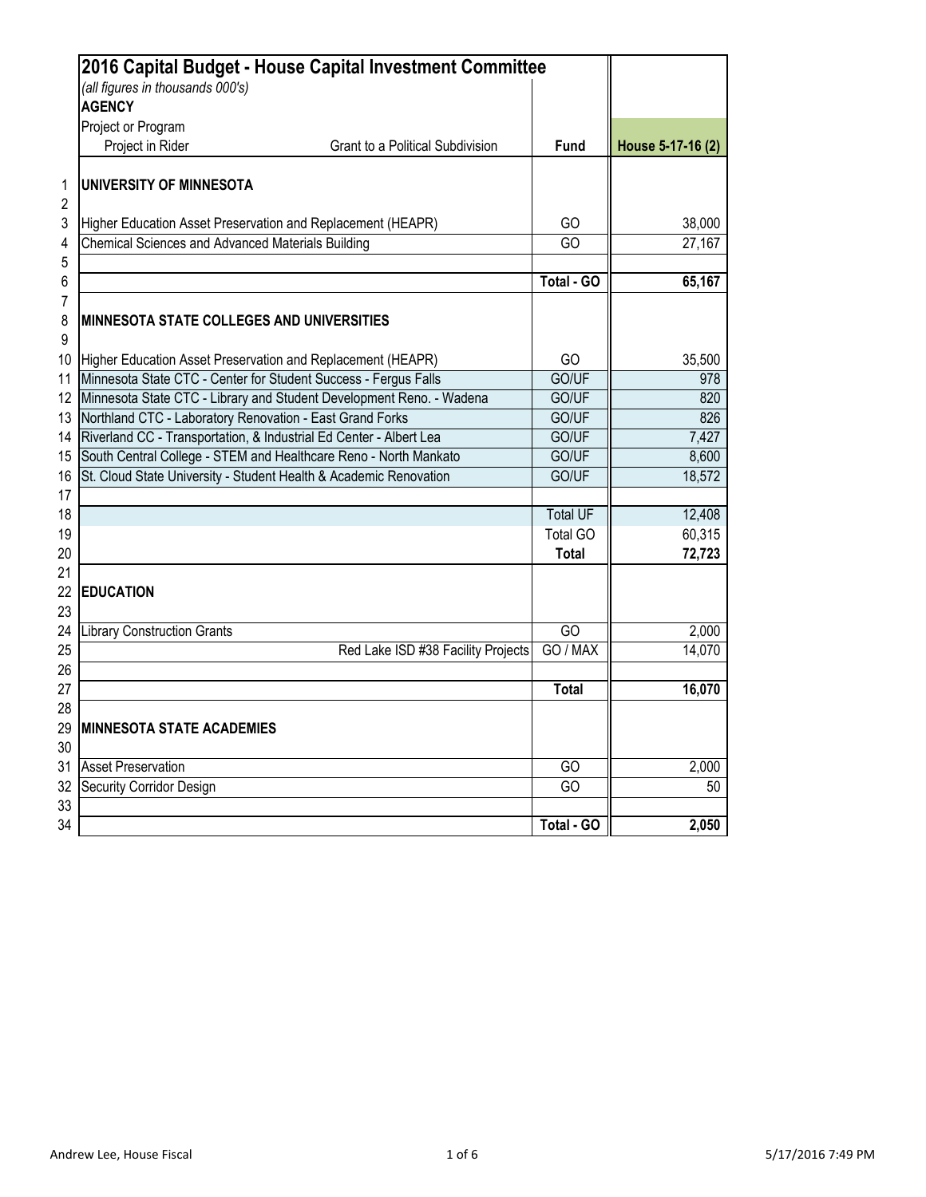# 2016 Capital Budget - House Capital Investment Committee

*(all figures in thousands 000's)*

| | AGENCY<br>Project or Program<br>Project in Rider / Grant to a Political Subdivision | Fund | House 5-17-16 (2) |
|---|---|---|---|
| 1 | **UNIVERSITY OF MINNESOTA** | | |
| 2 | | | |
| 3 | Higher Education Asset Preservation and Replacement (HEAPR) | GO | 38,000 |
| 4 | Chemical Sciences and Advanced Materials Building | GO | 27,167 |
| 5 | | | |
| 6 | | **Total - GO** | **65,167** |
| 7 | | | |
| 8 | **MINNESOTA STATE COLLEGES AND UNIVERSITIES** | | |
| 9 | | | |
| 10 | Higher Education Asset Preservation and Replacement (HEAPR) | GO | 35,500 |
| 11 | Minnesota State CTC - Center for Student Success - Fergus Falls | GO/UF | 978 |
| 12 | Minnesota State CTC - Library and Student Development Reno. - Wadena | GO/UF | 820 |
| 13 | Northland CTC - Laboratory Renovation - East Grand Forks | GO/UF | 826 |
| 14 | Riverland CC - Transportation, & Industrial Ed Center - Albert Lea | GO/UF | 7,427 |
| 15 | South Central College - STEM and Healthcare Reno - North Mankato | GO/UF | 8,600 |
| 16 | St. Cloud State University - Student Health & Academic Renovation | GO/UF | 18,572 |
| 17 | | | |
| 18 | | Total UF | 12,408 |
| 19 | | Total GO | 60,315 |
| 20 | | **Total** | **72,723** |
| 21 | | | |
| 22 | **EDUCATION** | | |
| 23 | | | |
| 24 | Library Construction Grants | GO | 2,000 |
| 25 | Red Lake ISD #38 Facility Projects | GO / MAX | 14,070 |
| 26 | | | |
| 27 | | **Total** | **16,070** |
| 28 | | | |
| 29 | **MINNESOTA STATE ACADEMIES** | | |
| 30 | | | |
| 31 | Asset Preservation | GO | 2,000 |
| 32 | Security Corridor Design | GO | 50 |
| 33 | | | |
| 34 | | **Total - GO** | **2,050** |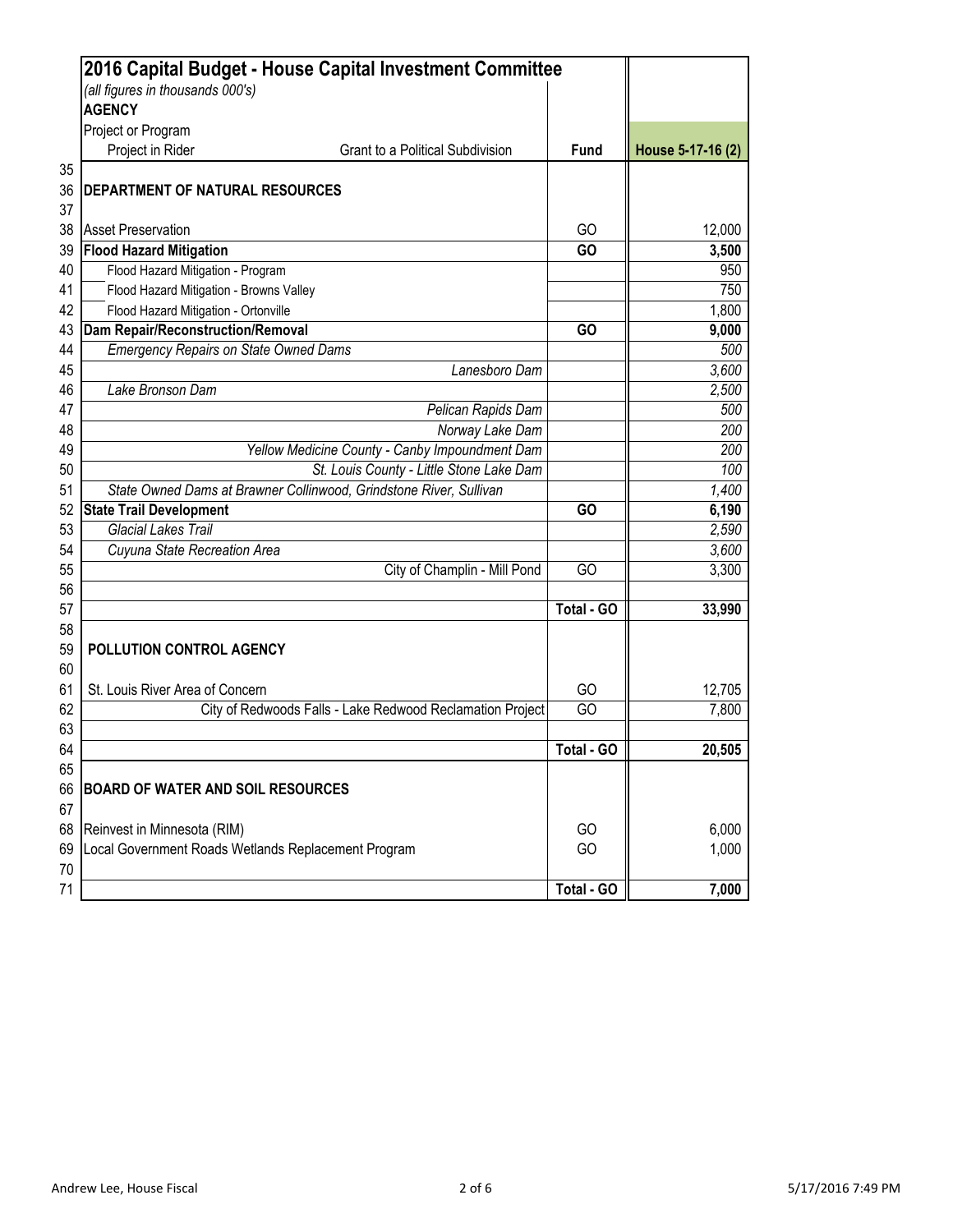| | 2016 Capital Budget - House Capital Investment Committee<br>(all figures in thousands 000's)<br>**AGENCY**<br>Project or Program<br>Project in Rider / Grant to a Political Subdivision | **Fund** | **House 5-17-16 (2)** |
|---|---|---|---|
| 35 | | | |
| 36 | **DEPARTMENT OF NATURAL RESOURCES** | | |
| 37 | | | |
| 38 | Asset Preservation | GO | 12,000 |
| 39 | **Flood Hazard Mitigation** | **GO** | **3,500** |
| 40 | Flood Hazard Mitigation - Program | | 950 |
| 41 | Flood Hazard Mitigation - Browns Valley | | 750 |
| 42 | Flood Hazard Mitigation - Ortonville | | 1,800 |
| 43 | **Dam Repair/Reconstruction/Removal** | **GO** | **9,000** |
| 44 | *Emergency Repairs on State Owned Dams* | | *500* |
| 45 | *Lanesboro Dam* | | *3,600* |
| 46 | *Lake Bronson Dam* | | *2,500* |
| 47 | *Pelican Rapids Dam* | | *500* |
| 48 | *Norway Lake Dam* | | *200* |
| 49 | *Yellow Medicine County - Canby Impoundment Dam* | | *200* |
| 50 | *St. Louis County - Little Stone Lake Dam* | | *100* |
| 51 | *State Owned Dams at Brawner Collinwood, Grindstone River, Sullivan* | | *1,400* |
| 52 | **State Trail Development** | **GO** | **6,190** |
| 53 | *Glacial Lakes Trail* | | *2,590* |
| 54 | *Cuyuna State Recreation Area* | | *3,600* |
| 55 | City of Champlin - Mill Pond | GO | 3,300 |
| 56 | | | |
| 57 | | **Total - GO** | **33,990** |
| 58 | | | |
| 59 | **POLLUTION CONTROL AGENCY** | | |
| 60 | | | |
| 61 | St. Louis River Area of Concern | GO | 12,705 |
| 62 | City of Redwoods Falls - Lake Redwood Reclamation Project | GO | 7,800 |
| 63 | | | |
| 64 | | **Total - GO** | **20,505** |
| 65 | | | |
| 66 | **BOARD OF WATER AND SOIL RESOURCES** | | |
| 67 | | | |
| 68 | Reinvest in Minnesota (RIM) | GO | 6,000 |
| 69 | Local Government Roads Wetlands Replacement Program | GO | 1,000 |
| 70 | | | |
| 71 | | **Total - GO** | **7,000** |

Andrew Lee, House Fiscal

5/17/2016 7:49 PM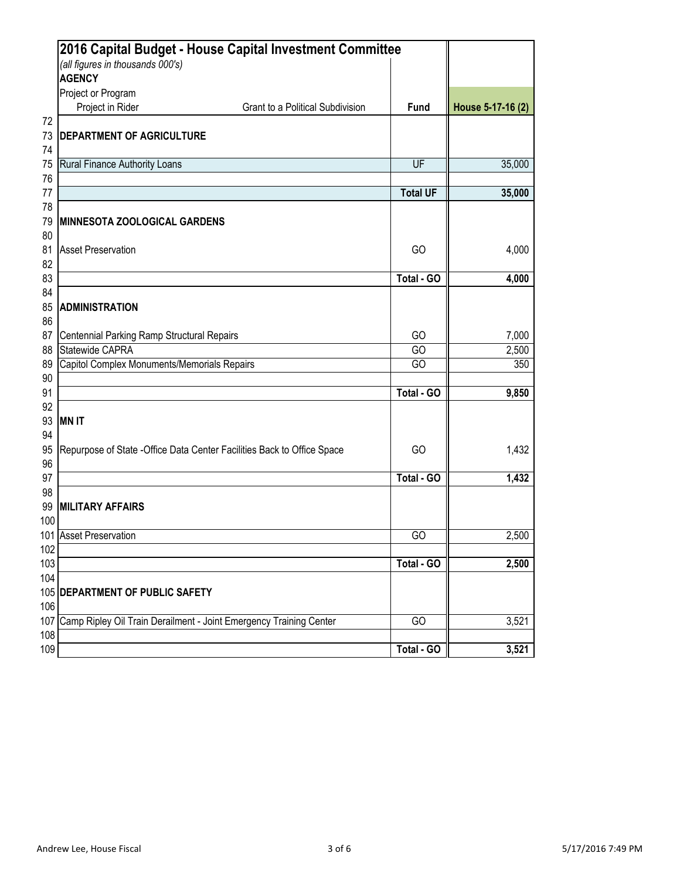# 2016 Capital Budget - House Capital Investment Committee

*(all figures in thousands 000's)*

| | AGENCY<br>Project or Program<br>Project in Rider / Grant to a Political Subdivision | Fund | House 5-17-16 (2) |
|---|---|---|---|
| 72 | | | |
| 73 | **DEPARTMENT OF AGRICULTURE** | | |
| 74 | | | |
| 75 | Rural Finance Authority Loans | UF | 35,000 |
| 76 | | | |
| 77 | | **Total UF** | **35,000** |
| 78 | | | |
| 79 | **MINNESOTA ZOOLOGICAL GARDENS** | | |
| 80 | | | |
| 81 | Asset Preservation | GO | 4,000 |
| 82 | | | |
| 83 | | **Total - GO** | **4,000** |
| 84 | | | |
| 85 | **ADMINISTRATION** | | |
| 86 | | | |
| 87 | Centennial Parking Ramp Structural Repairs | GO | 7,000 |
| 88 | Statewide CAPRA | GO | 2,500 |
| 89 | Capitol Complex Monuments/Memorials Repairs | GO | 350 |
| 90 | | | |
| 91 | | **Total - GO** | **9,850** |
| 92 | | | |
| 93 | **MN IT** | | |
| 94 | | | |
| 95 | Repurpose of State -Office Data Center Facilities Back to Office Space | GO | 1,432 |
| 96 | | | |
| 97 | | **Total - GO** | **1,432** |
| 98 | | | |
| 99 | **MILITARY AFFAIRS** | | |
| 100 | | | |
| 101 | Asset Preservation | GO | 2,500 |
| 102 | | | |
| 103 | | **Total - GO** | **2,500** |
| 104 | | | |
| 105 | **DEPARTMENT OF PUBLIC SAFETY** | | |
| 106 | | | |
| 107 | Camp Ripley Oil Train Derailment - Joint Emergency Training Center | GO | 3,521 |
| 108 | | | |
| 109 | | **Total - GO** | **3,521** |

Andrew Lee, House Fiscal　　　　5/17/2016 7:49 PM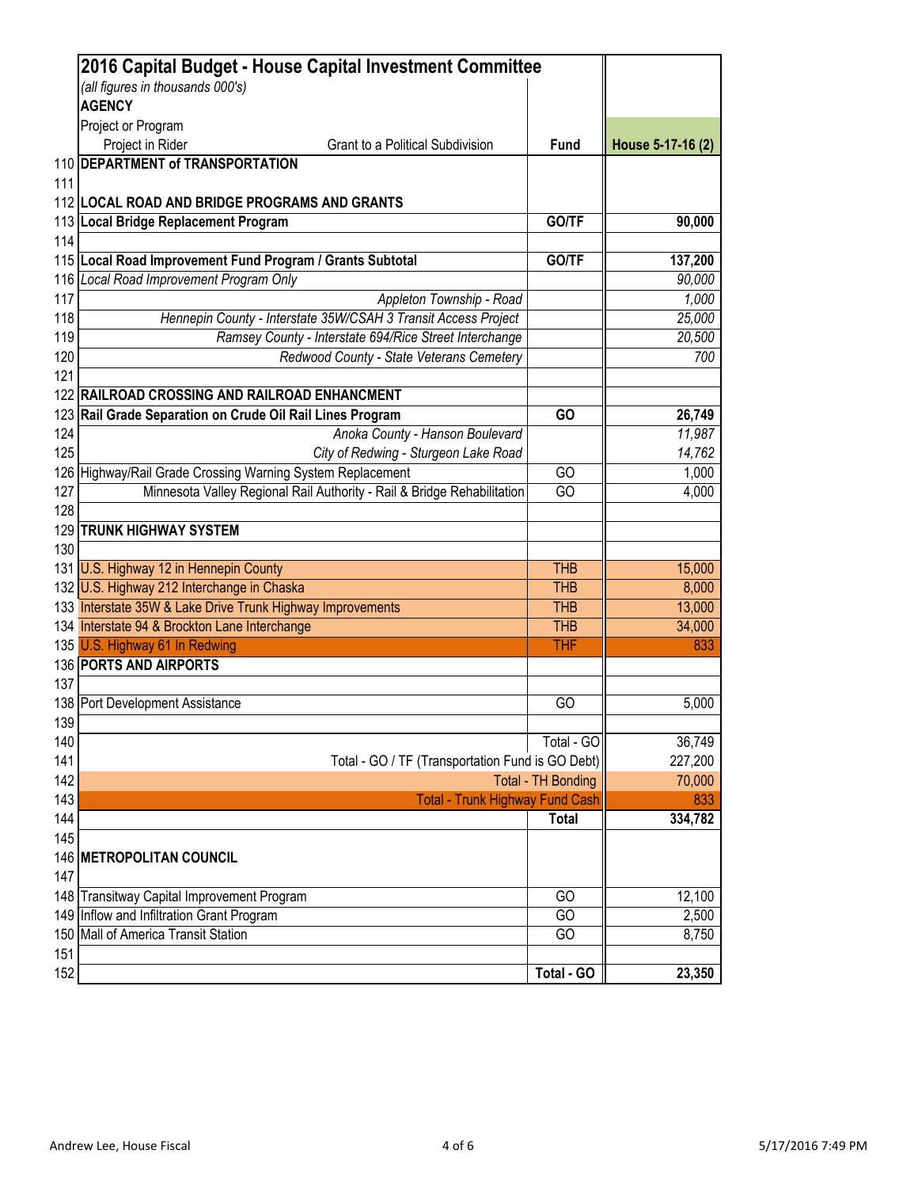| | 2016 Capital Budget - House Capital Investment Committee | | |
|---|---|---|---|
| | *(all figures in thousands 000's)* | | |
| | **AGENCY** | | |
| | Project or Program | | |
| | Project in Rider / Grant to a Political Subdivision | **Fund** | **House 5-17-16 (2)** |
| 110 | **DEPARTMENT of TRANSPORTATION** | | |
| 111 | | | |
| 112 | **LOCAL ROAD AND BRIDGE PROGRAMS AND GRANTS** | | |
| 113 | **Local Bridge Replacement Program** | **GO/TF** | **90,000** |
| 114 | | | |
| 115 | **Local Road Improvement Fund Program / Grants Subtotal** | **GO/TF** | **137,200** |
| 116 | *Local Road Improvement Program Only* | | *90,000* |
| 117 | *Appleton Township - Road* | | *1,000* |
| 118 | *Hennepin County - Interstate 35W/CSAH 3 Transit Access Project* | | *25,000* |
| 119 | *Ramsey County - Interstate 694/Rice Street Interchange* | | *20,500* |
| 120 | *Redwood County - State Veterans Cemetery* | | *700* |
| 121 | | | |
| 122 | **RAILROAD CROSSING AND RAILROAD ENHANCMENT** | | |
| 123 | **Rail Grade Separation on Crude Oil Rail Lines Program** | **GO** | **26,749** |
| 124 | *Anoka County - Hanson Boulevard* | | *11,987* |
| 125 | *City of Redwing - Sturgeon Lake Road* | | *14,762* |
| 126 | Highway/Rail Grade Crossing Warning System Replacement | GO | 1,000 |
| 127 | Minnesota Valley Regional Rail Authority - Rail & Bridge Rehabilitation | GO | 4,000 |
| 128 | | | |
| 129 | **TRUNK HIGHWAY SYSTEM** | | |
| 130 | | | |
| 131 | U.S. Highway 12 in Hennepin County | THB | 15,000 |
| 132 | U.S. Highway 212 Interchange in Chaska | THB | 8,000 |
| 133 | Interstate 35W & Lake Drive Trunk Highway Improvements | THB | 13,000 |
| 134 | Interstate 94 & Brockton Lane Interchange | THB | 34,000 |
| 135 | U.S. Highway 61 In Redwing | THF | 833 |
| 136 | **PORTS AND AIRPORTS** | | |
| 137 | | | |
| 138 | Port Development Assistance | GO | 5,000 |
| 139 | | | |
| 140 | | Total - GO | 36,749 |
| 141 | Total - GO / TF (Transportation Fund is GO Debt) | | 227,200 |
| 142 | Total - TH Bonding | | 70,000 |
| 143 | Total - Trunk Highway Fund Cash | | 833 |
| 144 | | **Total** | **334,782** |
| 145 | | | |
| 146 | **METROPOLITAN COUNCIL** | | |
| 147 | | | |
| 148 | Transitway Capital Improvement Program | GO | 12,100 |
| 149 | Inflow and Infiltration Grant Program | GO | 2,500 |
| 150 | Mall of America Transit Station | GO | 8,750 |
| 151 | | | |
| 152 | | **Total - GO** | **23,350** |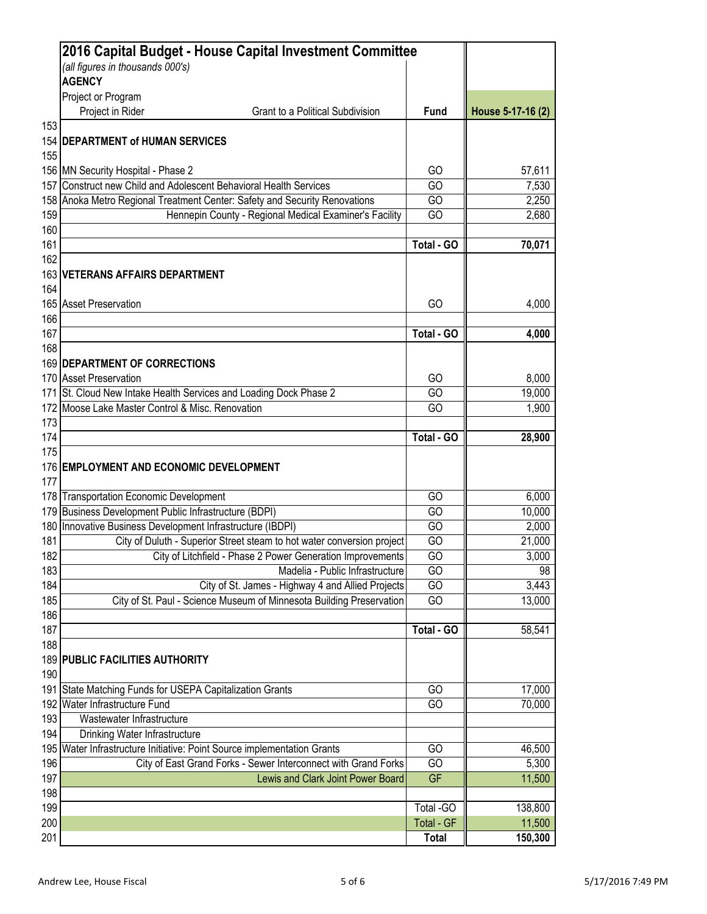## 2016 Capital Budget - House Capital Investment Committee

*(all figures in thousands 000's)*

| | AGENCY<br>Project or Program<br>Project in Rider / Grant to a Political Subdivision | Fund | House 5-17-16 (2) |
|---|---|---|---|
| 153 | | | |
| 154 | **DEPARTMENT of HUMAN SERVICES** | | |
| 155 | | | |
| 156 | MN Security Hospital - Phase 2 | GO | 57,611 |
| 157 | Construct new Child and Adolescent Behavioral Health Services | GO | 7,530 |
| 158 | Anoka Metro Regional Treatment Center: Safety and Security Renovations | GO | 2,250 |
| 159 | Hennepin County - Regional Medical Examiner's Facility | GO | 2,680 |
| 160 | | | |
| 161 | | **Total - GO** | **70,071** |
| 162 | | | |
| 163 | **VETERANS AFFAIRS DEPARTMENT** | | |
| 164 | | | |
| 165 | Asset Preservation | GO | 4,000 |
| 166 | | | |
| 167 | | **Total - GO** | **4,000** |
| 168 | | | |
| 169 | **DEPARTMENT OF CORRECTIONS** | | |
| 170 | Asset Preservation | GO | 8,000 |
| 171 | St. Cloud New Intake Health Services and Loading Dock Phase 2 | GO | 19,000 |
| 172 | Moose Lake Master Control & Misc. Renovation | GO | 1,900 |
| 173 | | | |
| 174 | | **Total - GO** | **28,900** |
| 175 | | | |
| 176 | **EMPLOYMENT AND ECONOMIC DEVELOPMENT** | | |
| 177 | | | |
| 178 | Transportation Economic Development | GO | 6,000 |
| 179 | Business Development Public Infrastructure (BDPI) | GO | 10,000 |
| 180 | Innovative Business Development Infrastructure (IBDPI) | GO | 2,000 |
| 181 | City of Duluth - Superior Street steam to hot water conversion project | GO | 21,000 |
| 182 | City of Litchfield - Phase 2 Power Generation Improvements | GO | 3,000 |
| 183 | Madelia - Public Infrastructure | GO | 98 |
| 184 | City of St. James - Highway 4 and Allied Projects | GO | 3,443 |
| 185 | City of St. Paul - Science Museum of Minnesota Building Preservation | GO | 13,000 |
| 186 | | | |
| 187 | | **Total - GO** | 58,541 |
| 188 | | | |
| 189 | **PUBLIC FACILITIES AUTHORITY** | | |
| 190 | | | |
| 191 | State Matching Funds for USEPA Capitalization Grants | GO | 17,000 |
| 192 | Water Infrastructure Fund | GO | 70,000 |
| 193 | Wastewater Infrastructure | | |
| 194 | Drinking Water Infrastructure | | |
| 195 | Water Infrastructure Initiative: Point Source implementation Grants | GO | 46,500 |
| 196 | City of East Grand Forks - Sewer Interconnect with Grand Forks | GO | 5,300 |
| 197 | Lewis and Clark Joint Power Board | GF | 11,500 |
| 198 | | | |
| 199 | | Total -GO | 138,800 |
| 200 | | Total - GF | 11,500 |
| 201 | | **Total** | **150,300** |

Andrew Lee, House Fiscal 5/17/2016 7:49 PM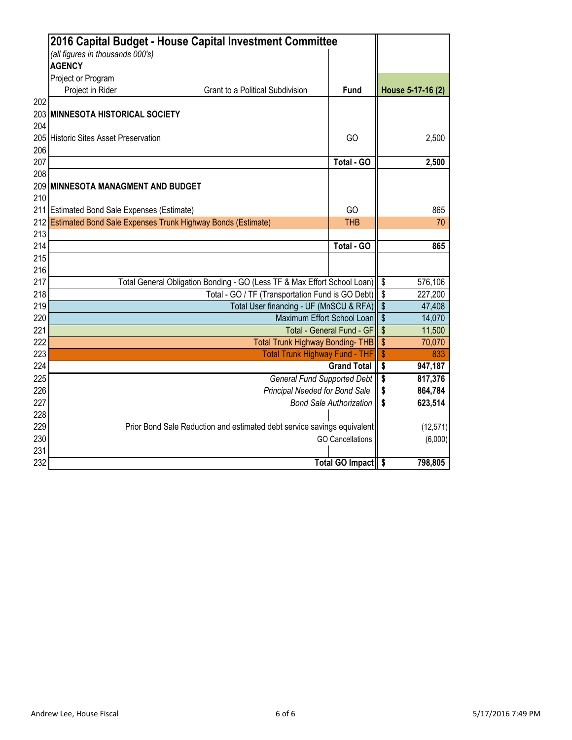## 2016 Capital Budget - House Capital Investment Committee

*(all figures in thousands 000's)*

| | AGENCY / Project or Program / Project in Rider / Grant to a Political Subdivision | Fund | House 5-17-16 (2) |
|---|---|---|---|
| 202 | | | |
| 203 | **MINNESOTA HISTORICAL SOCIETY** | | |
| 204 | | | |
| 205 | Historic Sites Asset Preservation | GO | 2,500 |
| 206 | | | |
| 207 | | **Total - GO** | **2,500** |
| 208 | | | |
| 209 | **MINNESOTA MANAGMENT AND BUDGET** | | |
| 210 | | | |
| 211 | Estimated Bond Sale Expenses (Estimate) | GO | 865 |
| 212 | Estimated Bond Sale Expenses Trunk Highway Bonds (Estimate) | THB | 70 |
| 213 | | | |
| 214 | | **Total - GO** | **865** |
| 215 | | | |
| 216 | | | |
| 217 | Total General Obligation Bonding - GO (Less TF & Max Effort School Loan) | | $ 576,106 |
| 218 | Total - GO / TF (Transportation Fund is GO Debt) | | $ 227,200 |
| 219 | Total User financing - UF (MnSCU & RFA) | | $ 47,408 |
| 220 | Maximum Effort School Loan | | $ 14,070 |
| 221 | Total - General Fund - GF | | $ 11,500 |
| 222 | Total Trunk Highway Bonding- THB | | $ 70,070 |
| 223 | Total Trunk Highway Fund - THF | | $ 833 |
| 224 | | **Grand Total** | **$ 947,187** |
| 225 | *General Fund Supported Debt* | | **$ 817,376** |
| 226 | *Principal Needed for Bond Sale* | | **$ 864,784** |
| 227 | *Bond Sale Authorization* | | **$ 623,514** |
| 228 | | | |
| 229 | Prior Bond Sale Reduction and estimated debt service savings equivalent | | (12,571) |
| 230 | GO Cancellations | | (6,000) |
| 231 | | | |
| 232 | | **Total GO Impact** | **$ 798,805** |

Andrew Lee, House Fiscal

5/17/2016 7:49 PM